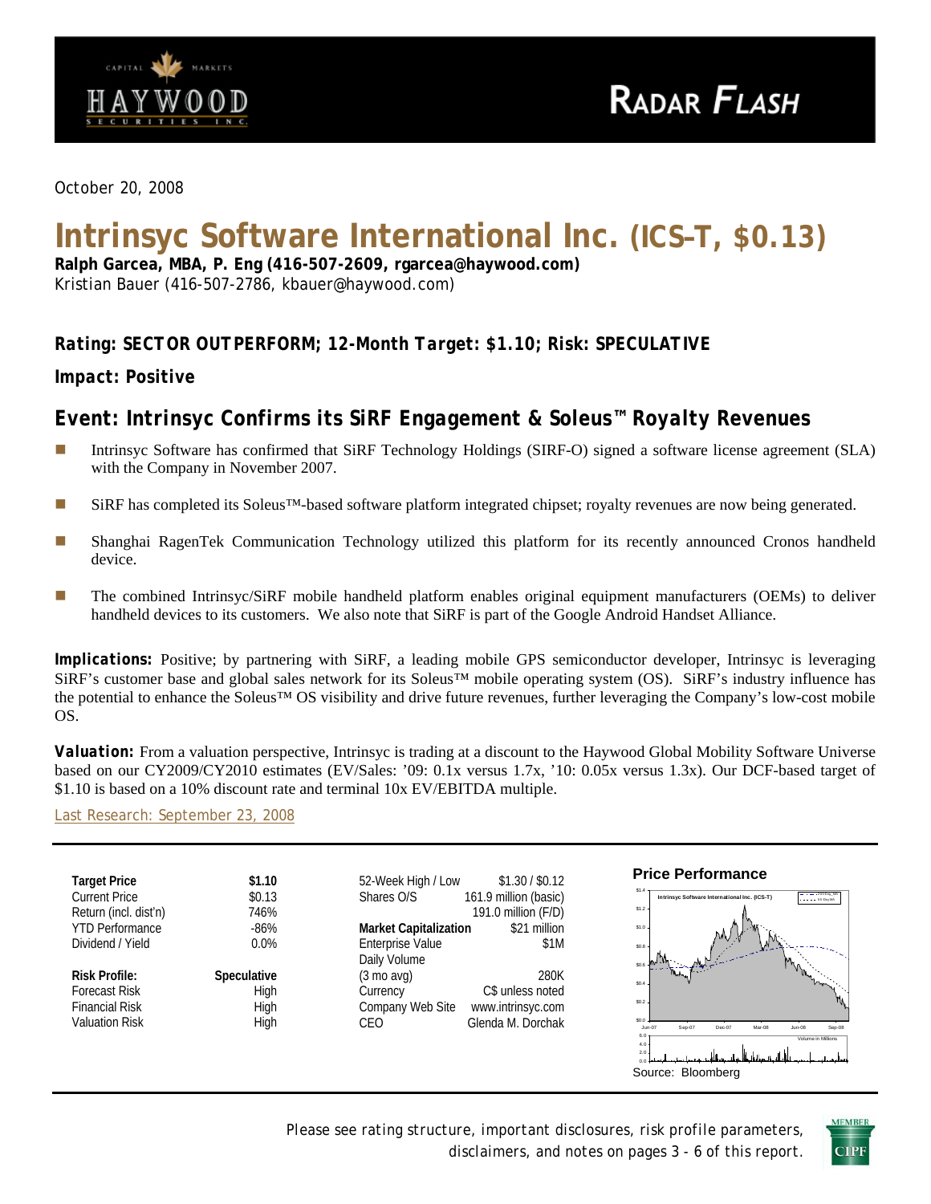October 20, 2008

# Intrinsyc Software International Inc. (ICS–T, $0.13)

**Ralph Garcea, MBA, P. Eng (416-507-2609, rgarcea@haywood.com)**
Kristian Bauer (416-507-2786, kbauer@haywood.com)

**Rating: SECTOR OUTPERFORM; 12-Month Target: $1.10; Risk: SPECULATIVE**

**Impact: Positive**

## Event: Intrinsyc Confirms its SiRF Engagement & Soleus™ Royalty Revenues

- Intrinsyc Software has confirmed that SiRF Technology Holdings (SIRF-O) signed a software license agreement (SLA) with the Company in November 2007.
- SiRF has completed its Soleus™-based software platform integrated chipset; royalty revenues are now being generated.
- Shanghai RagenTek Communication Technology utilized this platform for its recently announced Cronos handheld device.
- The combined Intrinsyc/SiRF mobile handheld platform enables original equipment manufacturers (OEMs) to deliver handheld devices to its customers. We also note that SiRF is part of the Google Android Handset Alliance.

**Implications:** Positive; by partnering with SiRF, a leading mobile GPS semiconductor developer, Intrinsyc is leveraging SiRF's customer base and global sales network for its Soleus™ mobile operating system (OS). SiRF's industry influence has the potential to enhance the Soleus™ OS visibility and drive future revenues, further leveraging the Company's low-cost mobile OS.

**Valuation:** From a valuation perspective, Intrinsyc is trading at a discount to the Haywood Global Mobility Software Universe based on our CY2009/CY2010 estimates (EV/Sales: '09: 0.1x versus 1.7x, '10: 0.05x versus 1.3x). Our DCF-based target of $1.10 is based on a 10% discount rate and terminal 10x EV/EBITDA multiple.

Last Research: September 23, 2008

| | |
|---|---|
| **Target Price** | **$1.10** |
| Current Price | $0.13 |
| Return (incl. dist'n) | 746% |
| YTD Performance | -86% |
| Dividend / Yield | 0.0% |
| **Risk Profile:** | **Speculative** |
| Forecast Risk | High |
| Financial Risk | High |
| Valuation Risk | High |

| | |
|---|---|
| 52-Week High / Low | $1.30 / $0.12 |
| Shares O/S | 161.9 million (basic) |
| | 191.0 million (F/D) |
| **Market Capitalization** | $21 million |
| Enterprise Value | $1M |
| Daily Volume (3 mo avg) | 280K |
| Currency | C$ unless noted |
| Company Web Site | www.intrinsyc.com |
| CEO | Glenda M. Dorchak |

**Price Performance**

Source: Bloomberg

Please see rating structure, important disclosures, risk profile parameters, disclaimers, and notes on pages 3 - 6 of this report.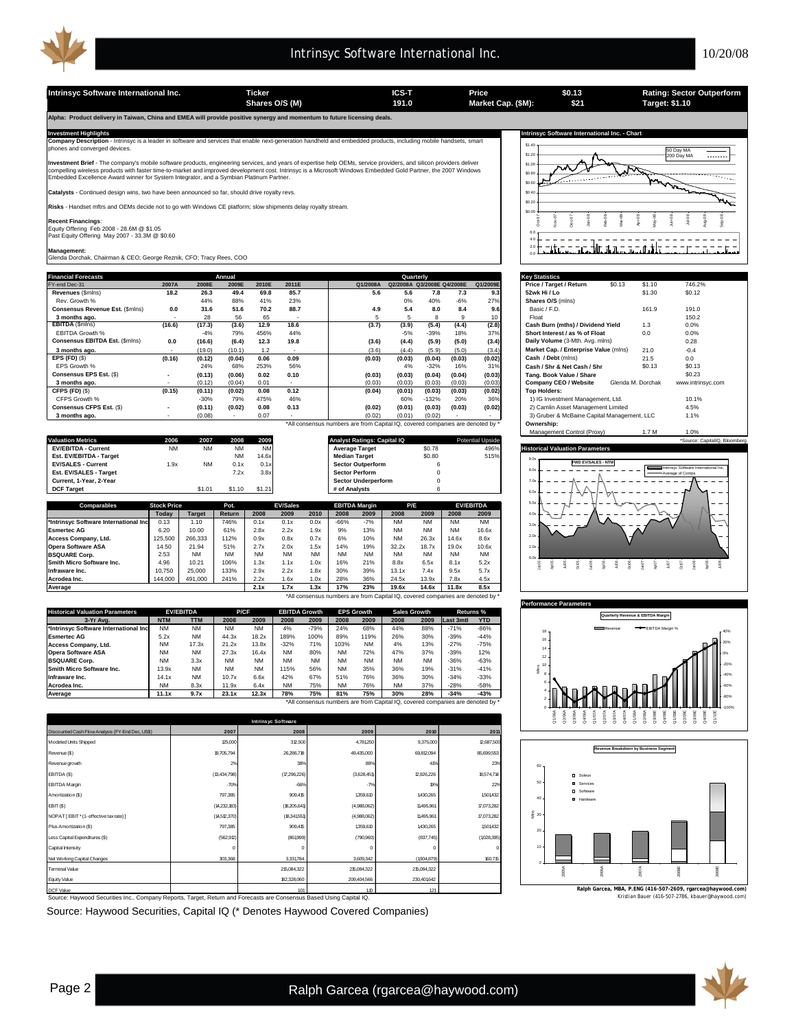| Intrinsyc Software International Inc. | Ticker | ICS-T | Price | $0.13 | Rating: Sector Outperform |
|---|---|---|---|---|---|
| | Shares O/S (M) | 191.0 | Market Cap. ($M): | $21 | Target: $1.10 |

**Alpha: Product delivery in Taiwan, China and EMEA will provide positive synergy and momentum to future licensing deals.**

## Investment Highlights

**Company Description** - Intrinsyc is a leader in software and services that enable next-generation handheld and embedded products, including mobile handsets, smart phones and converged devices.

**Investment Brief** - The company's mobile software products, engineering services, and years of expertise help OEMs, service providers, and silicon providers deliver compelling wireless products with faster time-to-market and improved development cost. Intrinsyc is a Microsoft Windows Embedded Gold Partner, the 2007 Windows Embedded Excellence Award winner for System Integrator, and a Symbian Platinum Partner.

**Catalysts** - Continued design wins, two have been announced so far, should drive royalty revs.

**Risks** - Handset mftrs and OEMs decide not to go with Windows CE platform; slow shipments delay royalty stream.

**Recent Financings**:
Equity Offering Feb 2008 - 28.6M @ $1.05
Past Equity Offering May 2007 - 33.3M @ $0.60

**Management**:
Glenda Dorchak, Chairman & CEO; George Reznik, CFO; Tracy Rees, COO

## Financial Forecasts

| FY-end Dec-31 | 2007A | 2008E | 2009E | 2010E | 2011E | Q1/2008A | Q2/2008A | Q3/2008E | Q4/2008E | Q1/2009E |
|---|---|---|---|---|---|---|---|---|---|---|
| **Revenues** ($mlns) | 18.2 | 26.3 | 49.4 | 69.8 | 85.7 | 5.6 | 5.6 | 7.8 | 7.3 | 9.3 |
| Rev. Growth % | | 44% | 88% | 41% | 23% | | 0% | 40% | -6% | 27% |
| **Consensus Revenue Est.** ($mlns) | 0.0 | 31.6 | 51.6 | 70.2 | 88.7 | 4.9 | 5.4 | 8.0 | 8.4 | 9.6 |
| **3 months ago.** | - | 28 | 56 | 65 | - | 5 | 5 | 8 | 9 | 10 |
| **EBITDA** ($mlns) | (16.6) | (17.3) | (3.6) | 12.9 | 18.6 | (3.7) | (3.9) | (5.4) | (4.4) | (2.8) |
| EBITDA Growth % | | -4% | 79% | 456% | 44% | | -5% | -39% | 18% | 37% |
| **Consensus EBITDA Est.** ($mlns) | 0.0 | (16.6) | (6.4) | 12.3 | 19.8 | (3.6) | (4.4) | (5.9) | (5.0) | (3.4) |
| **3 months ago.** | - | (19.0) | (10.1) | 1.2 | - | (3.6) | (4.4) | (5.9) | (5.0) | (3.4) |
| **EPS (FD)** ($) | (0.16) | (0.12) | (0.04) | 0.06 | 0.09 | (0.03) | (0.03) | (0.04) | (0.03) | (0.02) |
| EPS Growth % | | 24% | 68% | 253% | 56% | | 4% | -32% | 16% | 31% |
| **Consensus EPS Est.** ($) | - | (0.13) | (0.06) | 0.02 | 0.10 | (0.03) | (0.03) | (0.04) | (0.04) | (0.03) |
| **3 months ago.** | - | (0.12) | (0.04) | 0.01 | - | (0.03) | (0.03) | (0.03) | (0.03) | (0.03) |
| **CFPS (FD)** ($) | (0.15) | (0.11) | (0.02) | 0.08 | 0.12 | (0.04) | (0.01) | (0.03) | (0.03) | (0.02) |
| CFPS Growth % | | -30% | 79% | 475% | 46% | | 60% | -132% | 20% | 36% |
| **Consensus CFPS Est.** ($) | - | (0.11) | (0.02) | 0.08 | 0.13 | (0.02) | (0.01) | (0.03) | (0.03) | (0.02) |
| **3 months ago.** | - | (0.08) | - | 0.07 | - | (0.02) | (0.01) | (0.02) | - | - |

*All consensus numbers are from Capital IQ, covered companies are denoted by *

## Key Statistics

| | | | |
|---|---|---|---|
| **Price / Target / Return** | $0.13 | $1.10 | 746.2% |
| **52wk Hi / Lo** | | $1.30 | $0.12 |
| **Shares O/S** (mlns) | | | |
| Basic / F.D. | | 161.9 | 191.0 |
| Float | | | 150.2 |
| **Cash Burn (mths) / Dividend Yield** | | 1.3 | 0.0% |
| **Short Interest / as % of Float** | | 0.0 | 0.0% |
| **Daily Volume** (3-Mth. Avg. mlns) | | | 0.28 |
| **Market Cap. / Enterprise Value** (mlns) | | 21.0 | -0.4 |
| **Cash / Debt** (mlns) | | 21.5 | 0.0 |
| **Cash / Shr & Net Cash / Shr** | | $0.13 | $0.13 |
| **Tang. Book Value / Share** | | | $0.23 |
| **Company CEO / Website** | | Glenda M. Dorchak | www.intrinsyc.com |
| **Top Holders:** | | | |
| 1) IG Investment Management, Ltd. | | | 10.1% |
| 2) Camlin Asset Management Limited | | | 4.5% |
| 3) Gruber & McBaine Capital Management, LLC | | | 1.1% |
| **Ownership:** | | | |
| Management Control (Proxy) | | 1.7 M | 1.0% |

*Source: CapitalIQ, Bloomberg

## Valuation Metrics

| Valuation Metrics | 2006 | 2007 | 2008 | 2009 |
|---|---|---|---|---|
| **EV/EBITDA - Current** | NM | NM | NM | NM |
| **Est. EV/EBITDA - Target** | | | NM | 14.6x |
| **EV/SALES - Current** | 1.9x | NM | 0.1x | 0.1x |
| **Est. EV/SALES - Target** | | | 7.2x | 3.8x |
| **Current, 1-Year, 2-Year** | | | | |
| **DCF Target** | | $1.01 | $1.10 | $1.21 |

| Analyst Ratings: Capital IQ | | Potential Upside |
|---|---|---|
| **Average Target** | $0.78 | 496% |
| **Median Target** | $0.80 | 515% |
| **Sector Outperform** | 6 | |
| **Sector Perform** | 0 | |
| **Sector Underperform** | 0 | |
| **# of Analysts** | 6 | |

## Comparables

| Comparables | Stock Price Today | Target | Pot. Return | EV/Sales 2008 | EV/Sales 2009 | EV/Sales 2010 | EBITDA Margin 2008 | EBITDA Margin 2009 | P/E 2008 | P/E 2009 | EV/EBITDA 2008 | EV/EBITDA 2009 |
|---|---|---|---|---|---|---|---|---|---|---|---|---|
| *Intrinsyc Software International Inc | 0.13 | 1.10 | 746% | 0.1x | 0.1x | 0.0x | -66% | -7% | NM | NM | NM | NM |
| Esmertec AG | 6.20 | 10.00 | 61% | 2.8x | 2.2x | 1.9x | 9% | 13% | NM | NM | NM | 16.6x |
| Access Company, Ltd. | 125,500 | 266,333 | 112% | 0.9x | 0.8x | 0.7x | 6% | 10% | NM | 26.3x | 14.6x | 8.6x |
| Opera Software ASA | 14.50 | 21.94 | 51% | 2.7x | 2.0x | 1.5x | 14% | 19% | 32.2x | 18.7x | 19.0x | 10.6x |
| BSQUARE Corp. | 2.53 | NM | NM | NM | NM | NM | NM | NM | NM | NM | NM | NM |
| Smith Micro Software Inc. | 4.96 | 10.21 | 106% | 1.3x | 1.1x | 1.0x | 16% | 21% | 8.8x | 6.5x | 8.1x | 5.2x |
| Infraware Inc. | 10,750 | 25,000 | 133% | 2.9x | 2.2x | 1.8x | 30% | 39% | 13.1x | 7.4x | 9.5x | 5.7x |
| Acrodea Inc. | 144,000 | 491,000 | 241% | 2.2x | 1.6x | 1.0x | 28% | 36% | 24.5x | 13.9x | 7.8x | 4.5x |
| **Average** | | | | **2.1x** | **1.7x** | **1.3x** | **17%** | **23%** | **19.6x** | **14.6x** | **11.8x** | **8.5x** |

*All consensus numbers are from Capital IQ, covered companies are denoted by *

## Historical Valuation Parameters

| 3-Yr Avg. | EV/EBITDA NTM | EV/EBITDA TTM | P/CF 2008 | P/CF 2009 | EBITDA Growth 2008 | EBITDA Growth 2009 | EPS Growth 2008 | EPS Growth 2009 | Sales Growth 2008 | Sales Growth 2009 | Returns % Last 3mtl | Returns % YTD |
|---|---|---|---|---|---|---|---|---|---|---|---|---|
| *Intrinsyc Software International Inc | NM | NM | NM | NM | 4% | -79% | 24% | 68% | 44% | 88% | -71% | -86% |
| Esmertec AG | 5.2x | NM | 44.3x | 18.2x | 189% | 100% | 89% | 119% | 26% | 30% | -39% | -44% |
| Access Company, Ltd. | NM | 17.3x | 21.2x | 13.8x | -32% | 71% | 103% | NM | 4% | 13% | -27% | -75% |
| Opera Software ASA | NM | NM | 27.3x | 16.4x | NM | 80% | NM | 72% | 47% | 37% | -39% | 12% |
| BSQUARE Corp. | NM | 3.3x | NM | NM | NM | NM | NM | NM | NM | NM | -36% | -63% |
| Smith Micro Software Inc. | 13.9x | NM | NM | NM | 115% | 56% | NM | 35% | 36% | 19% | -31% | -41% |
| Infraware Inc. | 14.1x | NM | 10.7x | 6.6x | 42% | 67% | 51% | 76% | 36% | 30% | -34% | -33% |
| Acrodea Inc. | NM | 8.3x | 11.9x | 6.4x | NM | 75% | NM | 76% | NM | 37% | -28% | -58% |
| **Average** | **11.1x** | **9.7x** | **23.1x** | **12.3x** | **78%** | **75%** | **81%** | **75%** | **30%** | **28%** | **-34%** | **-43%** |

*All consensus numbers are from Capital IQ, covered companies are denoted by *

## Intrinsyc Software

| Discounted Cash Flow Analysis (FY-End Dec, US$) | 2007 | 2008 | 2009 | 2010 | 2011 |
|---|---|---|---|---|---|
| Modeled Units Shipped | 125,000 | 312,500 | 4,781,250 | 9,375,000 | 12,687,500 |
| Revenue ($) | 18,705,794 | 26,286,718 | 49,435,000 | 69,812,094 | 85,699,553 |
| Revenue growth | 2% | 38% | 88% | 41% | 23% |
| EBITDA ($) | (13,434,798) | (17,296,226) | (3,628,451) | 12,926,226 | 18,574,714 |
| EBITDA Margin | -70% | -66% | -7% | 19% | 22% |
| Amortization ($) | 797,385 | 909,415 | 1,359,610 | 1,430,265 | 1,501,432 |
| EBIT ($) | (14,232,183) | (18,205,641) | (4,988,062) | 11,495,961 | 17,073,282 |
| NOPAT [ EBIT * (1- effective tax rate) ] | (14,512,370) | (18,341,551) | (4,988,062) | 11,495,961 | 17,073,282 |
| Plus Amortization ($) | 797,385 | 909,415 | 1,359,610 | 1,430,265 | 1,501,432 |
| Less Capital Expenditures ($) | (562,912) | (861,999) | (790,960) | (837,745) | (1,028,395) |
| Capital Intensity | 0 | 0 | 0 | 0 | 0 |
| Net Working Capital Changes | 303,368 | 3,331,784 | 3,609,342 | (1,904,879) | 160,715 |
| Terminal Value | | 215,084,322 | 215,084,322 | 215,084,322 | |
| Equity Value | | 182,328,060 | 209,404,566 | 230,401,642 | |
| DCF Value | | 1.01 | 1.10 | 1.21 | |

Source: Haywood Securities Inc., Company Reports, Target, Return and Forecasts are Consensus Based Using Capital IQ.

Ralph Garcea, MBA, P.ENG (416-507-2609, rgarcea@haywood.com)
Kristian Bauer (416-507-2786, kbauer@haywood.com)

Source: Haywood Securities, Capital IQ (* Denotes Haywood Covered Companies)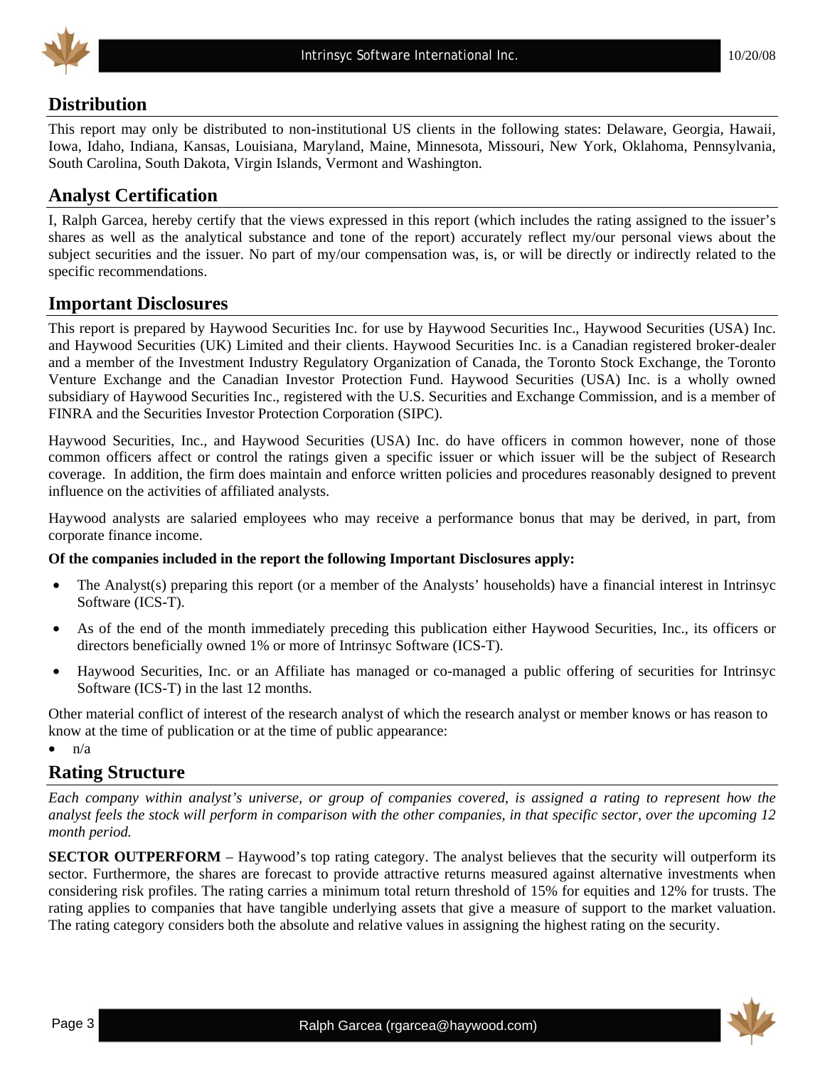## Distribution

This report may only be distributed to non-institutional US clients in the following states: Delaware, Georgia, Hawaii, Iowa, Idaho, Indiana, Kansas, Louisiana, Maryland, Maine, Minnesota, Missouri, New York, Oklahoma, Pennsylvania, South Carolina, South Dakota, Virgin Islands, Vermont and Washington.

## Analyst Certification

I, Ralph Garcea, hereby certify that the views expressed in this report (which includes the rating assigned to the issuer's shares as well as the analytical substance and tone of the report) accurately reflect my/our personal views about the subject securities and the issuer. No part of my/our compensation was, is, or will be directly or indirectly related to the specific recommendations.

## Important Disclosures

This report is prepared by Haywood Securities Inc. for use by Haywood Securities Inc., Haywood Securities (USA) Inc. and Haywood Securities (UK) Limited and their clients. Haywood Securities Inc. is a Canadian registered broker-dealer and a member of the Investment Industry Regulatory Organization of Canada, the Toronto Stock Exchange, the Toronto Venture Exchange and the Canadian Investor Protection Fund. Haywood Securities (USA) Inc. is a wholly owned subsidiary of Haywood Securities Inc., registered with the U.S. Securities and Exchange Commission, and is a member of FINRA and the Securities Investor Protection Corporation (SIPC).

Haywood Securities, Inc., and Haywood Securities (USA) Inc. do have officers in common however, none of those common officers affect or control the ratings given a specific issuer or which issuer will be the subject of Research coverage. In addition, the firm does maintain and enforce written policies and procedures reasonably designed to prevent influence on the activities of affiliated analysts.

Haywood analysts are salaried employees who may receive a performance bonus that may be derived, in part, from corporate finance income.

**Of the companies included in the report the following Important Disclosures apply:**

- The Analyst(s) preparing this report (or a member of the Analysts' households) have a financial interest in Intrinsyc Software (ICS-T).
- As of the end of the month immediately preceding this publication either Haywood Securities, Inc., its officers or directors beneficially owned 1% or more of Intrinsyc Software (ICS-T).
- Haywood Securities, Inc. or an Affiliate has managed or co-managed a public offering of securities for Intrinsyc Software (ICS-T) in the last 12 months.

Other material conflict of interest of the research analyst of which the research analyst or member knows or has reason to know at the time of publication or at the time of public appearance:

- n/a

## Rating Structure

*Each company within analyst's universe, or group of companies covered, is assigned a rating to represent how the analyst feels the stock will perform in comparison with the other companies, in that specific sector, over the upcoming 12 month period.*

**SECTOR OUTPERFORM** – Haywood's top rating category. The analyst believes that the security will outperform its sector. Furthermore, the shares are forecast to provide attractive returns measured against alternative investments when considering risk profiles. The rating carries a minimum total return threshold of 15% for equities and 12% for trusts. The rating applies to companies that have tangible underlying assets that give a measure of support to the market valuation. The rating category considers both the absolute and relative values in assigning the highest rating on the security.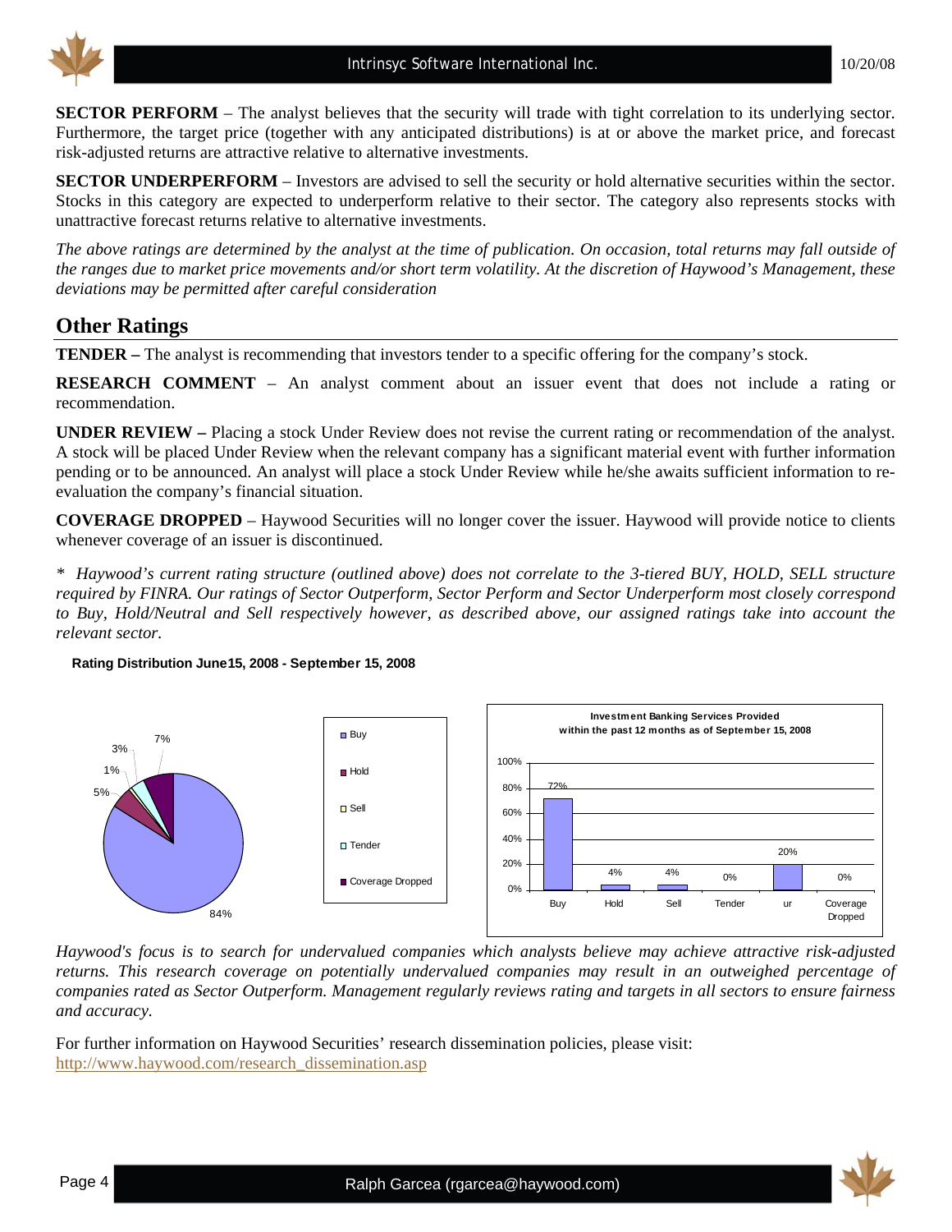**SECTOR PERFORM** – The analyst believes that the security will trade with tight correlation to its underlying sector. Furthermore, the target price (together with any anticipated distributions) is at or above the market price, and forecast risk-adjusted returns are attractive relative to alternative investments.

**SECTOR UNDERPERFORM** – Investors are advised to sell the security or hold alternative securities within the sector. Stocks in this category are expected to underperform relative to their sector. The category also represents stocks with unattractive forecast returns relative to alternative investments.

*The above ratings are determined by the analyst at the time of publication. On occasion, total returns may fall outside of the ranges due to market price movements and/or short term volatility. At the discretion of Haywood's Management, these deviations may be permitted after careful consideration*

## Other Ratings

**TENDER –** The analyst is recommending that investors tender to a specific offering for the company's stock.

**RESEARCH COMMENT** – An analyst comment about an issuer event that does not include a rating or recommendation.

**UNDER REVIEW –** Placing a stock Under Review does not revise the current rating or recommendation of the analyst. A stock will be placed Under Review when the relevant company has a significant material event with further information pending or to be announced. An analyst will place a stock Under Review while he/she awaits sufficient information to re-evaluation the company's financial situation.

**COVERAGE DROPPED** – Haywood Securities will no longer cover the issuer. Haywood will provide notice to clients whenever coverage of an issuer is discontinued.

*\* Haywood's current rating structure (outlined above) does not correlate to the 3-tiered BUY, HOLD, SELL structure required by FINRA. Our ratings of Sector Outperform, Sector Perform and Sector Underperform most closely correspond to Buy, Hold/Neutral and Sell respectively however, as described above, our assigned ratings take into account the relevant sector.*

**Rating Distribution June15, 2008 - September 15, 2008**

| Rating | Distribution |
|---|---|
| Buy | 84% |
| Hold | 5% |
| Sell | 1% |
| Tender | 3% |
| Coverage Dropped | 7% |

**Investment Banking Services Provided within the past 12 months as of September 15, 2008**

| Buy | Hold | Sell | Tender | ur | Coverage Dropped |
|---|---|---|---|---|---|
| 72% | 4% | 4% | 0% | 20% | 0% |

*Haywood's focus is to search for undervalued companies which analysts believe may achieve attractive risk-adjusted returns. This research coverage on potentially undervalued companies may result in an outweighed percentage of companies rated as Sector Outperform. Management regularly reviews rating and targets in all sectors to ensure fairness and accuracy.*

For further information on Haywood Securities' research dissemination policies, please visit: http://www.haywood.com/research_dissemination.asp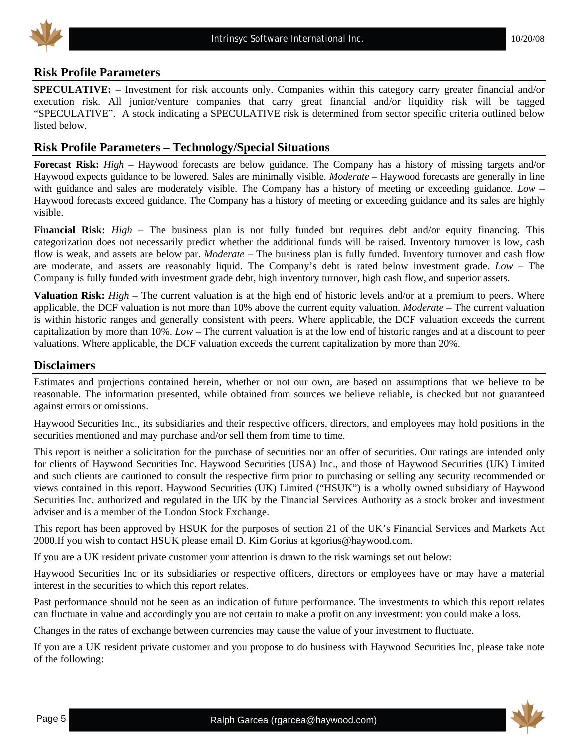## Risk Profile Parameters

**SPECULATIVE:** – Investment for risk accounts only. Companies within this category carry greater financial and/or execution risk. All junior/venture companies that carry great financial and/or liquidity risk will be tagged "SPECULATIVE". A stock indicating a SPECULATIVE risk is determined from sector specific criteria outlined below listed below.

## Risk Profile Parameters – Technology/Special Situations

**Forecast Risk:** *High* – Haywood forecasts are below guidance. The Company has a history of missing targets and/or Haywood expects guidance to be lowered. Sales are minimally visible. *Moderate* – Haywood forecasts are generally in line with guidance and sales are moderately visible. The Company has a history of meeting or exceeding guidance. *Low* – Haywood forecasts exceed guidance. The Company has a history of meeting or exceeding guidance and its sales are highly visible.

**Financial Risk:** *High* – The business plan is not fully funded but requires debt and/or equity financing. This categorization does not necessarily predict whether the additional funds will be raised. Inventory turnover is low, cash flow is weak, and assets are below par. *Moderate* – The business plan is fully funded. Inventory turnover and cash flow are moderate, and assets are reasonably liquid. The Company's debt is rated below investment grade. *Low* – The Company is fully funded with investment grade debt, high inventory turnover, high cash flow, and superior assets.

**Valuation Risk:** *High* – The current valuation is at the high end of historic levels and/or at a premium to peers. Where applicable, the DCF valuation is not more than 10% above the current equity valuation. *Moderate* – The current valuation is within historic ranges and generally consistent with peers. Where applicable, the DCF valuation exceeds the current capitalization by more than 10%. *Low* – The current valuation is at the low end of historic ranges and at a discount to peer valuations. Where applicable, the DCF valuation exceeds the current capitalization by more than 20%.

## Disclaimers

Estimates and projections contained herein, whether or not our own, are based on assumptions that we believe to be reasonable. The information presented, while obtained from sources we believe reliable, is checked but not guaranteed against errors or omissions.

Haywood Securities Inc., its subsidiaries and their respective officers, directors, and employees may hold positions in the securities mentioned and may purchase and/or sell them from time to time.

This report is neither a solicitation for the purchase of securities nor an offer of securities. Our ratings are intended only for clients of Haywood Securities Inc. Haywood Securities (USA) Inc., and those of Haywood Securities (UK) Limited and such clients are cautioned to consult the respective firm prior to purchasing or selling any security recommended or views contained in this report. Haywood Securities (UK) Limited ("HSUK") is a wholly owned subsidiary of Haywood Securities Inc. authorized and regulated in the UK by the Financial Services Authority as a stock broker and investment adviser and is a member of the London Stock Exchange.

This report has been approved by HSUK for the purposes of section 21 of the UK's Financial Services and Markets Act 2000.If you wish to contact HSUK please email D. Kim Gorius at kgorius@haywood.com.

If you are a UK resident private customer your attention is drawn to the risk warnings set out below:

Haywood Securities Inc or its subsidiaries or respective officers, directors or employees have or may have a material interest in the securities to which this report relates.

Past performance should not be seen as an indication of future performance. The investments to which this report relates can fluctuate in value and accordingly you are not certain to make a profit on any investment: you could make a loss.

Changes in the rates of exchange between currencies may cause the value of your investment to fluctuate.

If you are a UK resident private customer and you propose to do business with Haywood Securities Inc, please take note of the following: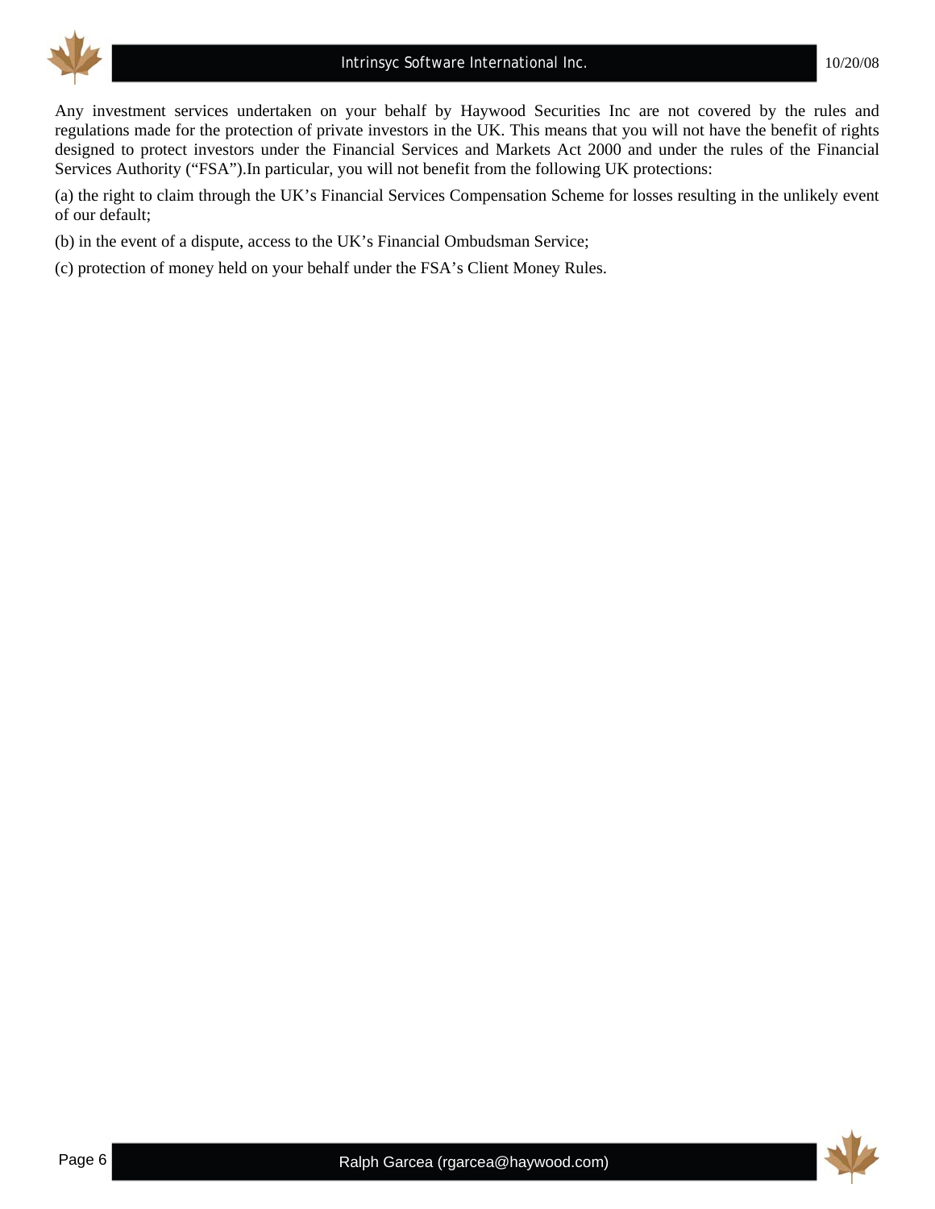Any investment services undertaken on your behalf by Haywood Securities Inc are not covered by the rules and regulations made for the protection of private investors in the UK. This means that you will not have the benefit of rights designed to protect investors under the Financial Services and Markets Act 2000 and under the rules of the Financial Services Authority ("FSA").In particular, you will not benefit from the following UK protections:

(a) the right to claim through the UK's Financial Services Compensation Scheme for losses resulting in the unlikely event of our default;

(b) in the event of a dispute, access to the UK's Financial Ombudsman Service;

(c) protection of money held on your behalf under the FSA's Client Money Rules.